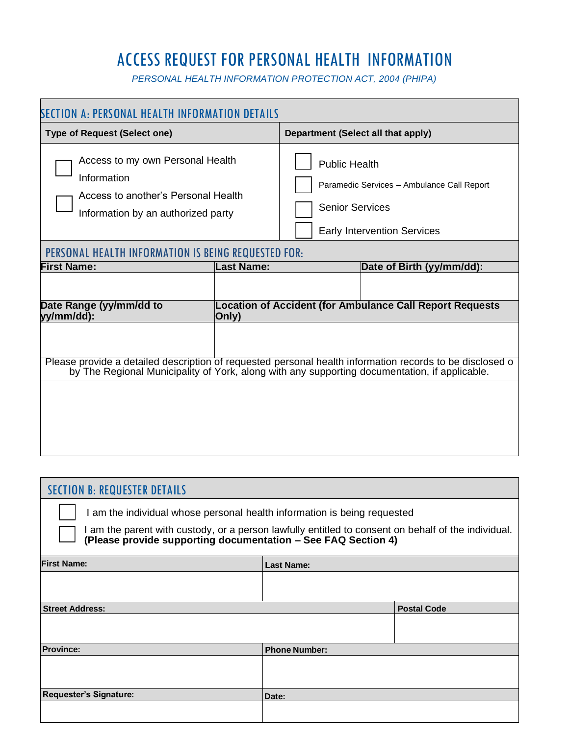# ACCESS REQUEST FOR PERSONAL HEALTH INFORMATION

*PERSONAL HEALTH INFORMATION PROTECTION ACT, 2004 (PHIPA)*

## SECTION A: PERSONAL HEALTH INFORMATION DETAILS

| Type of Request (Select one) | Department (Select all that apply) |
|---|---|
| ☐ Access to my own Personal Health Information<br>☐ Access to another's Personal Health Information by an authorized party | ☐ Public Health<br>☐ Paramedic Services – Ambulance Call Report<br>☐ Senior Services<br>☐ Early Intervention Services |

### PERSONAL HEALTH INFORMATION IS BEING REQUESTED FOR:

| First Name: | Last Name: | Date of Birth (yy/mm/dd): |
|---|---|---|
| | | |

| Date Range (yy/mm/dd to yy/mm/dd): | Location of Accident (for Ambulance Call Report Requests Only) |
|---|---|
| | |

| Please provide a detailed description of requested personal health information records to be disclosed o by The Regional Municipality of York, along with any supporting documentation, if applicable. |
|---|
| |

## SECTION B: REQUESTER DETAILS

☐ I am the individual whose personal health information is being requested

☐ I am the parent with custody, or a person lawfully entitled to consent on behalf of the individual. **(Please provide supporting documentation – See FAQ Section 4)**

| First Name: | Last Name: |
|---|---|
| | |

| Street Address: | Postal Code |
|---|---|
| | |

| Province: | Phone Number: |
|---|---|
| | |

| Requester's Signature: | Date: |
|---|---|
| | |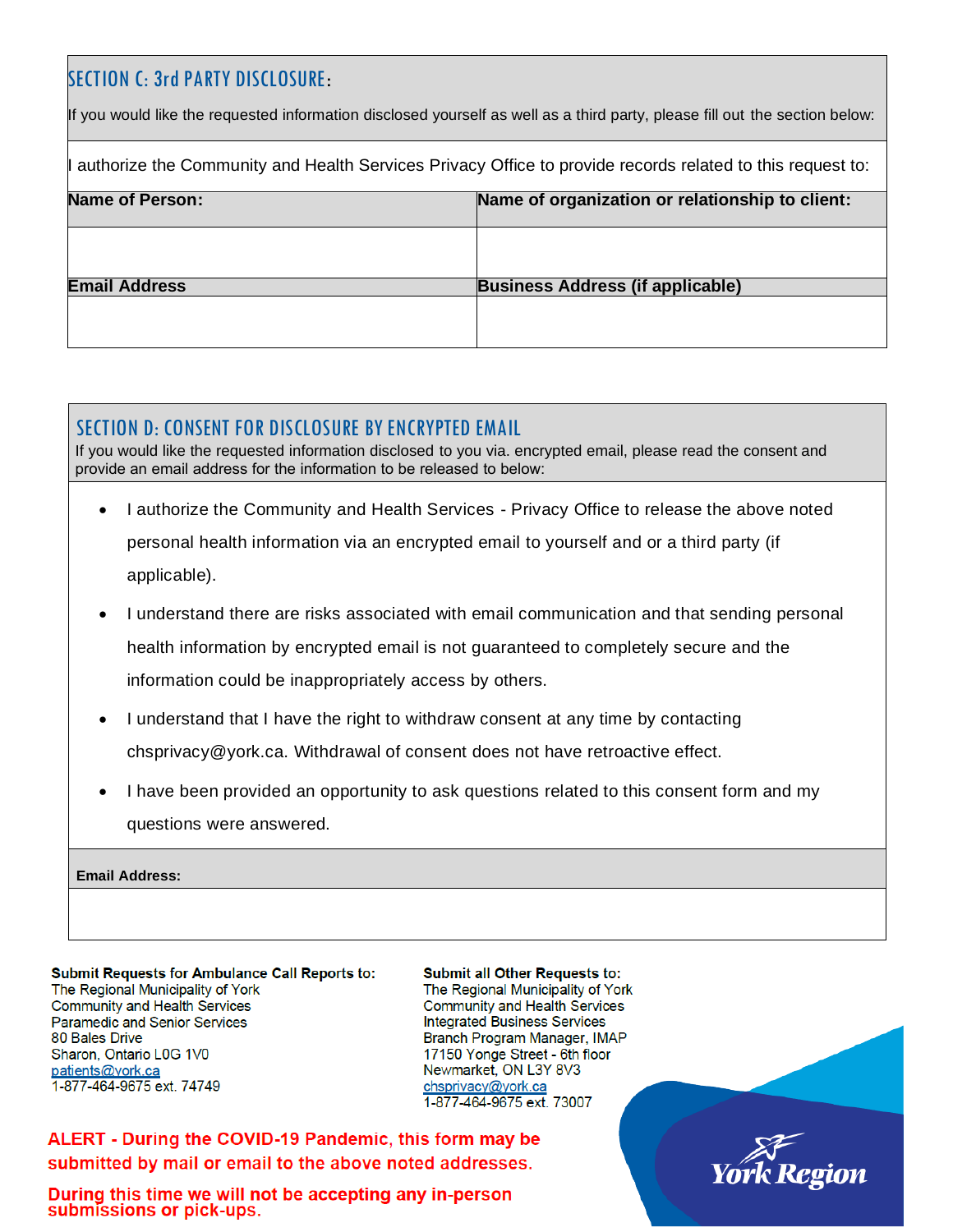## SECTION C: 3rd PARTY DISCLOSURE:

If you would like the requested information disclosed yourself as well as a third party, please fill out the section below:

I authorize the Community and Health Services Privacy Office to provide records related to this request to:

| **Name of Person:** | **Name of organization or relationship to client:** |
|---|---|
| | |
| **Email Address** | **Business Address (if applicable)** |
| | |

## SECTION D: CONSENT FOR DISCLOSURE BY ENCRYPTED EMAIL

If you would like the requested information disclosed to you via. encrypted email, please read the consent and provide an email address for the information to be released to below:

- I authorize the Community and Health Services - Privacy Office to release the above noted personal health information via an encrypted email to yourself and or a third party (if applicable).
- I understand there are risks associated with email communication and that sending personal health information by encrypted email is not guaranteed to completely secure and the information could be inappropriately access by others.
- I understand that I have the right to withdraw consent at any time by contacting chsprivacy@york.ca. Withdrawal of consent does not have retroactive effect.
- I have been provided an opportunity to ask questions related to this consent form and my questions were answered.

| **Email Address:** |
|---|
| |

**Submit Requests for Ambulance Call Reports to:**
The Regional Municipality of York
Community and Health Services
Paramedic and Senior Services
80 Bales Drive
Sharon, Ontario L0G 1V0
patients@york.ca
1-877-464-9675 ext. 74749

**Submit all Other Requests to:**
The Regional Municipality of York
Community and Health Services
Integrated Business Services
Branch Program Manager, IMAP
17150 Yonge Street - 6th floor
Newmarket, ON L3Y 8V3
chsprivacy@york.ca
1-877-464-9675 ext. 73007

**ALERT - During the COVID-19 Pandemic, this form may be submitted by mail or email to the above noted addresses.**

**During this time we will not be accepting any in-person submissions or pick-ups.**

York Region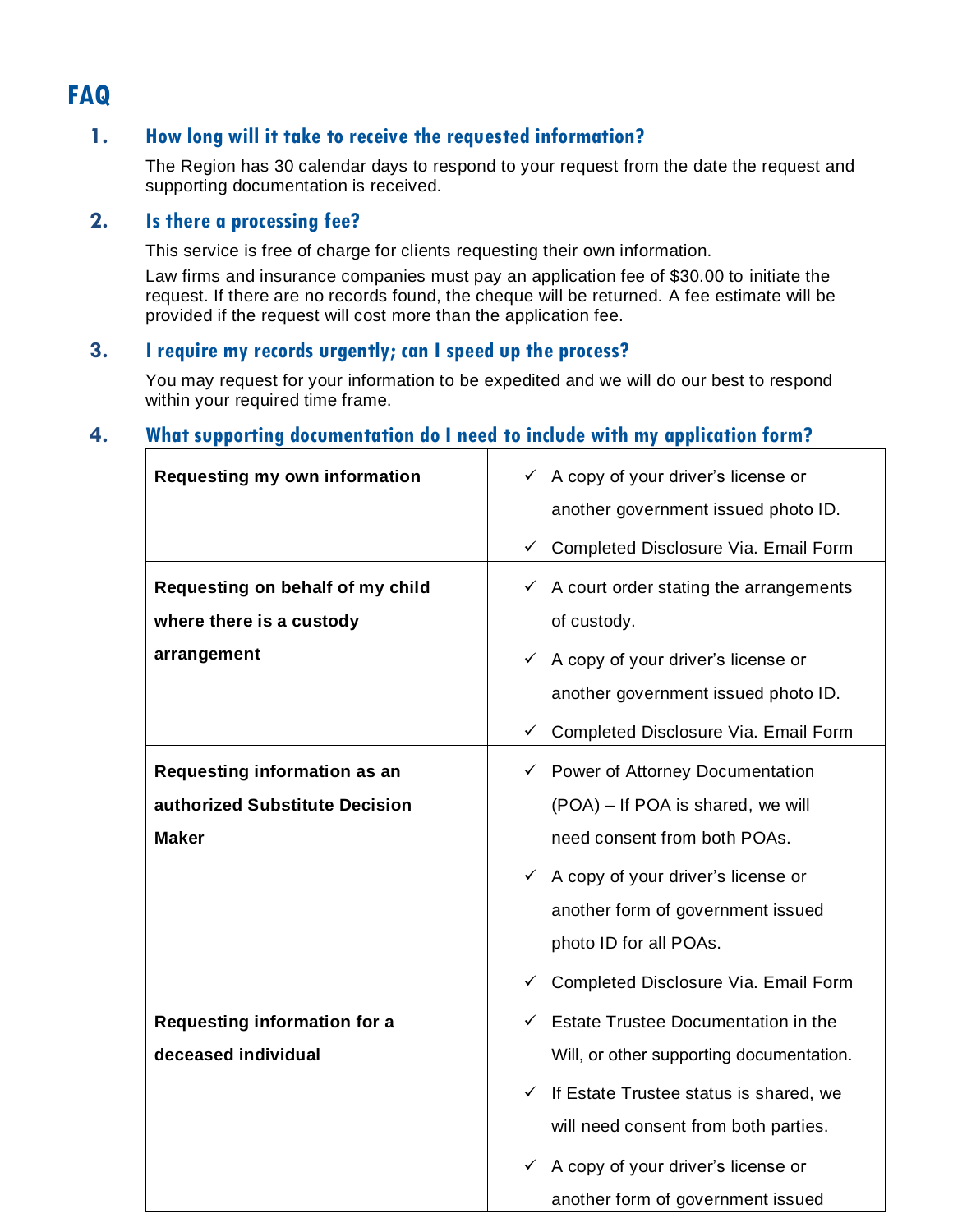# FAQ

## 1. How long will it take to receive the requested information?

The Region has 30 calendar days to respond to your request from the date the request and supporting documentation is received.

## 2. Is there a processing fee?

This service is free of charge for clients requesting their own information.

Law firms and insurance companies must pay an application fee of $30.00 to initiate the request. If there are no records found, the cheque will be returned. A fee estimate will be provided if the request will cost more than the application fee.

## 3. I require my records urgently; can I speed up the process?

You may request for your information to be expedited and we will do our best to respond within your required time frame.

## 4. What supporting documentation do I need to include with my application form?

| | |
|---|---|
| **Requesting my own information** | ✓ A copy of your driver's license or another government issued photo ID.<br>✓ Completed Disclosure Via. Email Form |
| **Requesting on behalf of my child where there is a custody arrangement** | ✓ A court order stating the arrangements of custody.<br>✓ A copy of your driver's license or another government issued photo ID.<br>✓ Completed Disclosure Via. Email Form |
| **Requesting information as an authorized Substitute Decision Maker** | ✓ Power of Attorney Documentation (POA) – If POA is shared, we will need consent from both POAs.<br>✓ A copy of your driver's license or another form of government issued photo ID for all POAs.<br>✓ Completed Disclosure Via. Email Form |
| **Requesting information for a deceased individual** | ✓ Estate Trustee Documentation in the Will, or other supporting documentation.<br>✓ If Estate Trustee status is shared, we will need consent from both parties.<br>✓ A copy of your driver's license or another form of government issued |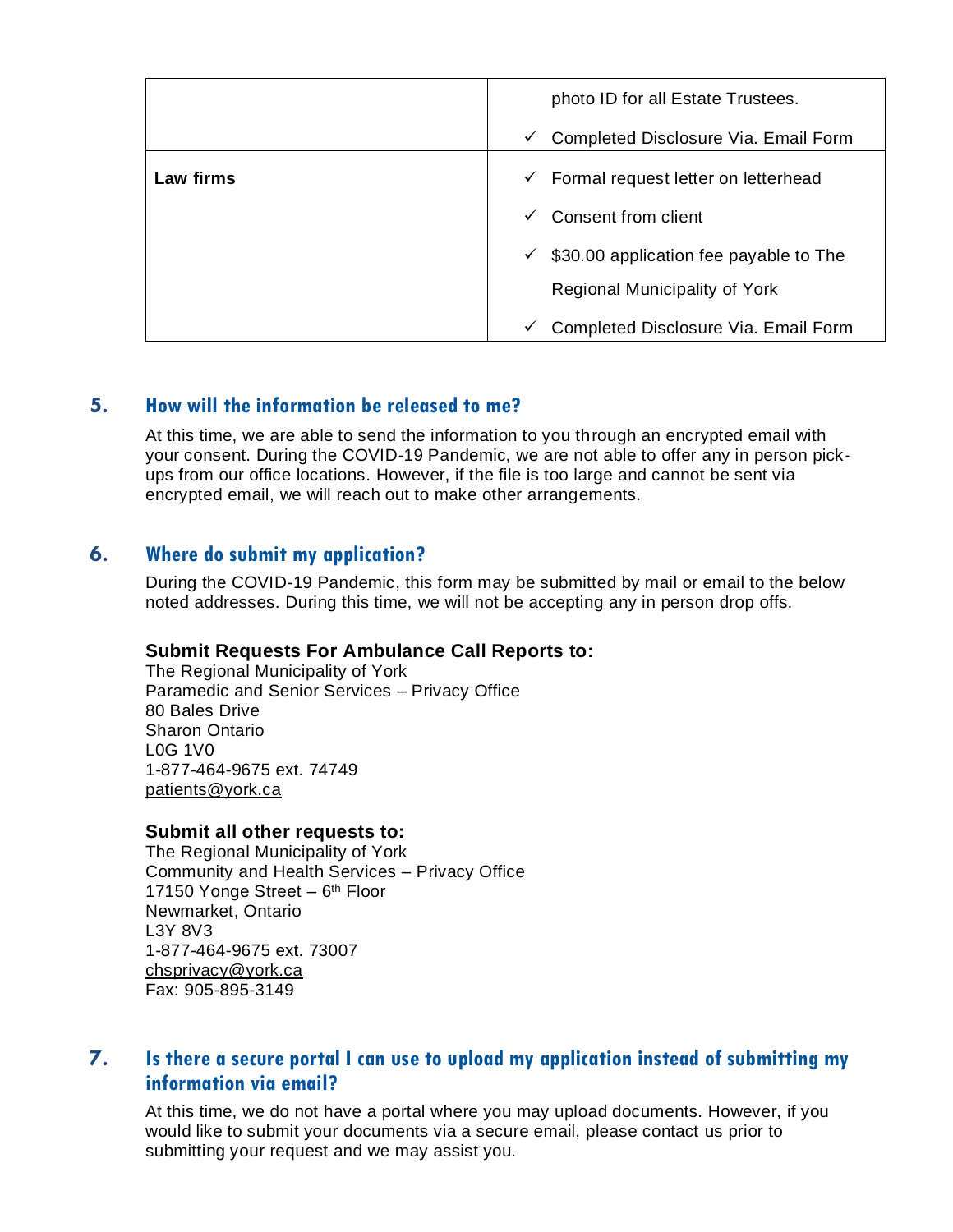| | |
|---|---|
| | photo ID for all Estate Trustees.<br>✓ Completed Disclosure Via. Email Form |
| **Law firms** | ✓ Formal request letter on letterhead<br>✓ Consent from client<br>✓ $30.00 application fee payable to The Regional Municipality of York<br>✓ Completed Disclosure Via. Email Form |

## 5. How will the information be released to me?

At this time, we are able to send the information to you through an encrypted email with your consent. During the COVID-19 Pandemic, we are not able to offer any in person pick-ups from our office locations. However, if the file is too large and cannot be sent via encrypted email, we will reach out to make other arrangements.

## 6. Where do submit my application?

During the COVID-19 Pandemic, this form may be submitted by mail or email to the below noted addresses. During this time, we will not be accepting any in person drop offs.

**Submit Requests For Ambulance Call Reports to:**
The Regional Municipality of York
Paramedic and Senior Services – Privacy Office
80 Bales Drive
Sharon Ontario
L0G 1V0
1-877-464-9675 ext. 74749
patients@york.ca

**Submit all other requests to:**
The Regional Municipality of York
Community and Health Services – Privacy Office
17150 Yonge Street – 6th Floor
Newmarket, Ontario
L3Y 8V3
1-877-464-9675 ext. 73007
chsprivacy@york.ca
Fax: 905-895-3149

## 7. Is there a secure portal I can use to upload my application instead of submitting my information via email?

At this time, we do not have a portal where you may upload documents. However, if you would like to submit your documents via a secure email, please contact us prior to submitting your request and we may assist you.